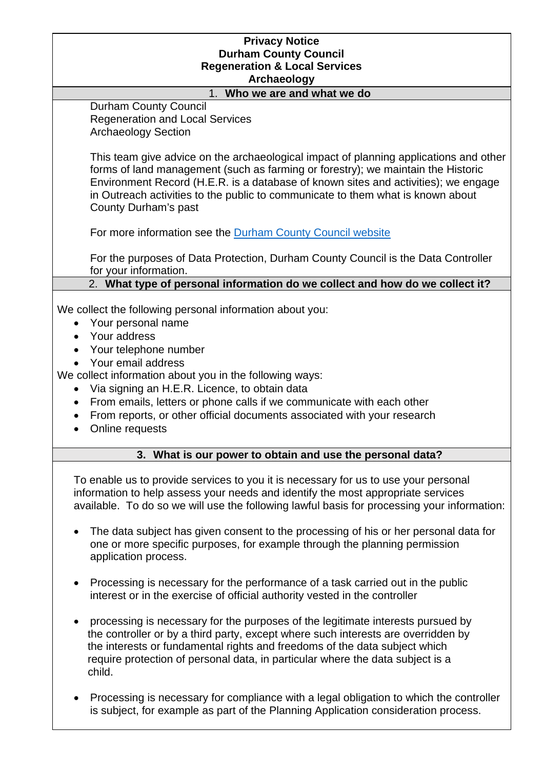# Privacy Notice
# Durham County Council
# Regeneration & Local Services
# Archaeology

## 1. Who we are and what we do

Durham County Council
Regeneration and Local Services
Archaeology Section

This team give advice on the archaeological impact of planning applications and other forms of land management (such as farming or forestry); we maintain the Historic Environment Record (H.E.R. is a database of known sites and activities); we engage in Outreach activities to the public to communicate to them what is known about County Durham's past

For more information see the [Durham County Council website]()

For the purposes of Data Protection, Durham County Council is the Data Controller for your information.

## 2. What type of personal information do we collect and how do we collect it?

We collect the following personal information about you:

- Your personal name
- Your address
- Your telephone number
- Your email address

We collect information about you in the following ways:

- Via signing an H.E.R. Licence, to obtain data
- From emails, letters or phone calls if we communicate with each other
- From reports, or other official documents associated with your research
- Online requests

## 3. What is our power to obtain and use the personal data?

To enable us to provide services to you it is necessary for us to use your personal information to help assess your needs and identify the most appropriate services available. To do so we will use the following lawful basis for processing your information:

- The data subject has given consent to the processing of his or her personal data for one or more specific purposes, for example through the planning permission application process.

- Processing is necessary for the performance of a task carried out in the public interest or in the exercise of official authority vested in the controller

- processing is necessary for the purposes of the legitimate interests pursued by the controller or by a third party, except where such interests are overridden by the interests or fundamental rights and freedoms of the data subject which require protection of personal data, in particular where the data subject is a child.

- Processing is necessary for compliance with a legal obligation to which the controller is subject, for example as part of the Planning Application consideration process.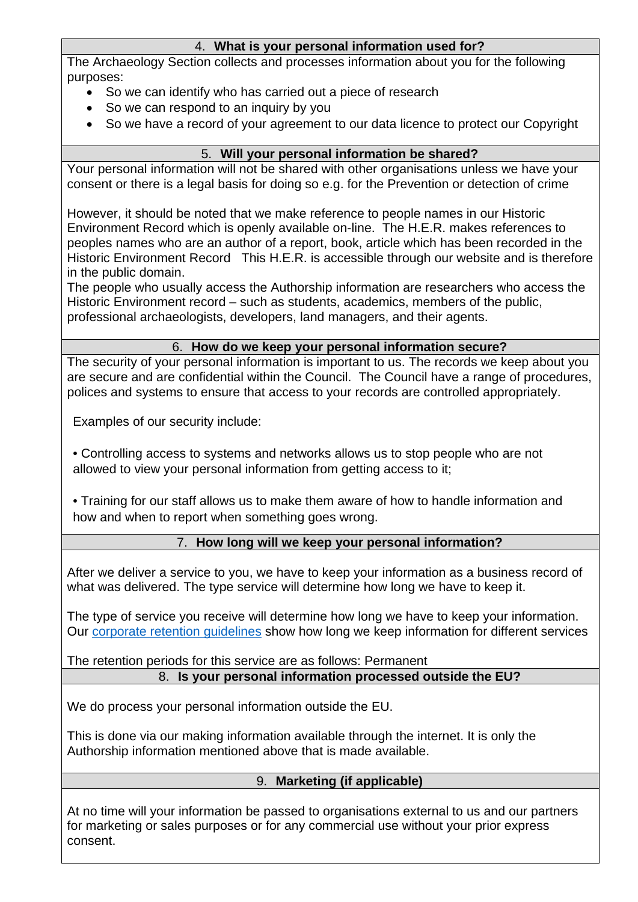## 4. What is your personal information used for?

The Archaeology Section collects and processes information about you for the following purposes:

- So we can identify who has carried out a piece of research
- So we can respond to an inquiry by you
- So we have a record of your agreement to our data licence to protect our Copyright

## 5. Will your personal information be shared?

Your personal information will not be shared with other organisations unless we have your consent or there is a legal basis for doing so e.g. for the Prevention or detection of crime

However, it should be noted that we make reference to people names in our Historic Environment Record which is openly available on-line. The H.E.R. makes references to peoples names who are an author of a report, book, article which has been recorded in the Historic Environment Record This H.E.R. is accessible through our website and is therefore in the public domain.

The people who usually access the Authorship information are researchers who access the Historic Environment record – such as students, academics, members of the public, professional archaeologists, developers, land managers, and their agents.

## 6. How do we keep your personal information secure?

The security of your personal information is important to us. The records we keep about you are secure and are confidential within the Council. The Council have a range of procedures, polices and systems to ensure that access to your records are controlled appropriately.

Examples of our security include:

• Controlling access to systems and networks allows us to stop people who are not allowed to view your personal information from getting access to it;

• Training for our staff allows us to make them aware of how to handle information and how and when to report when something goes wrong.

## 7. How long will we keep your personal information?

After we deliver a service to you, we have to keep your information as a business record of what was delivered. The type service will determine how long we have to keep it.

The type of service you receive will determine how long we have to keep your information. Our corporate retention guidelines show how long we keep information for different services

The retention periods for this service are as follows: Permanent

## 8. Is your personal information processed outside the EU?

We do process your personal information outside the EU.

This is done via our making information available through the internet. It is only the Authorship information mentioned above that is made available.

## 9. Marketing (if applicable)

At no time will your information be passed to organisations external to us and our partners for marketing or sales purposes or for any commercial use without your prior express consent.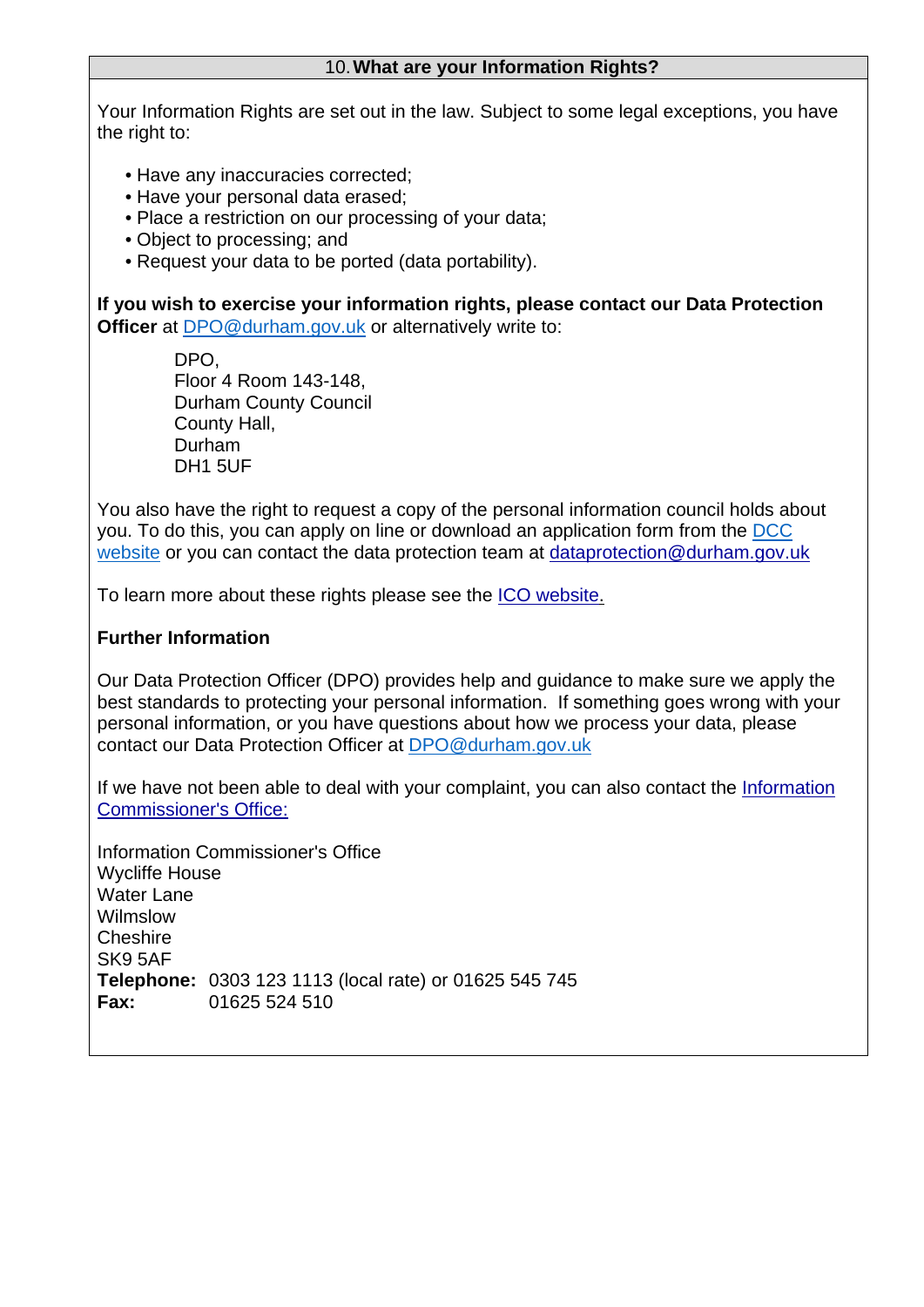## 10. What are your Information Rights?

Your Information Rights are set out in the law. Subject to some legal exceptions, you have the right to:

- Have any inaccuracies corrected;
- Have your personal data erased;
- Place a restriction on our processing of your data;
- Object to processing; and
- Request your data to be ported (data portability).

**If you wish to exercise your information rights, please contact our Data Protection Officer** at DPO@durham.gov.uk or alternatively write to:

DPO,
Floor 4 Room 143-148,
Durham County Council
County Hall,
Durham
DH1 5UF

You also have the right to request a copy of the personal information council holds about you. To do this, you can apply on line or download an application form from the DCC website or you can contact the data protection team at dataprotection@durham.gov.uk

To learn more about these rights please see the ICO website.

**Further Information**

Our Data Protection Officer (DPO) provides help and guidance to make sure we apply the best standards to protecting your personal information. If something goes wrong with your personal information, or you have questions about how we process your data, please contact our Data Protection Officer at DPO@durham.gov.uk

If we have not been able to deal with your complaint, you can also contact the Information Commissioner's Office:

Information Commissioner's Office
Wycliffe House
Water Lane
Wilmslow
Cheshire
SK9 5AF
**Telephone:** 0303 123 1113 (local rate) or 01625 545 745
**Fax:** 01625 524 510